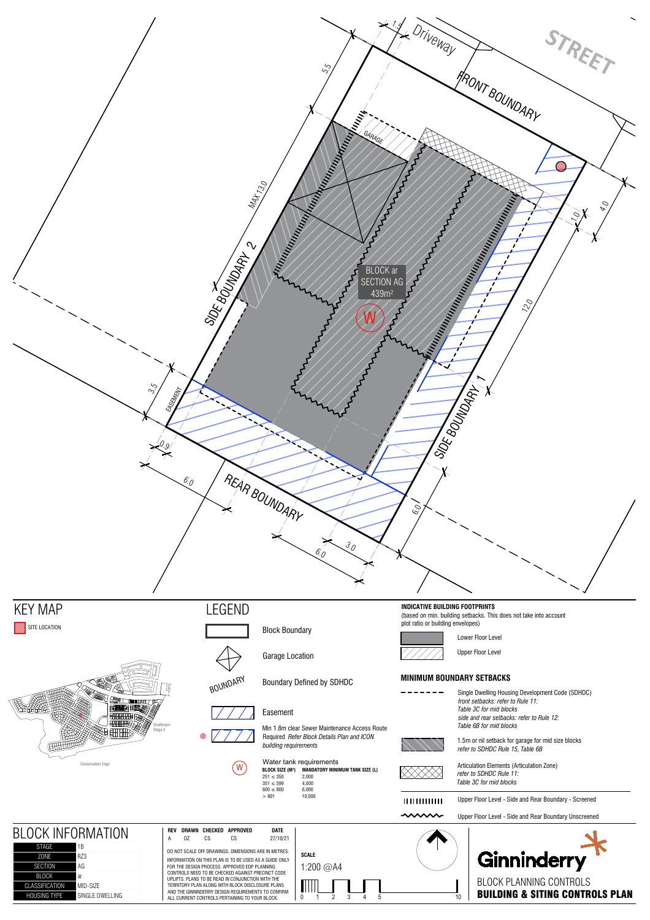STREET

Driveway

FRONT BOUNDARY

SIDE BOUNDARY 2

SIDE BOUNDARY 1

REAR BOUNDARY

GARAGE

EASEMENT

BLOCK ar
SECTION AG
439m²

W

1.5 · 5.5 · MAX 13.0 · 3.5 · 0.9 · 6.0 · 6.0 · 3.0 · 6.0 · 12.0 · 1.0 · 4.0

# KEY MAP

SITE LOCATION

Strathnairn Stage 2

Conservation Edge

# LEGEND

Block Boundary

Garage Location

BOUNDARY — Boundary Defined by SDHDC

Easement

Min 1.8m clear Sewer Maintenance Access Route Required *Refer Block Details Plan and ICON building requirements*

Water tank requirements

| BLOCK SIZE (M²) | MANDATORY MINIMUM TANK SIZE (L) |
|---|---|
| 251 ≤ 350 | 2,000 |
| 351 ≤ 599 | 4,000 |
| 600 ≤ 800 | 6,000 |
| > 801 | 10,000 |

**INDICATIVE BUILDING FOOTPRINTS**
(based on min. building setbacks. This does not take into account plot ratio or building envelopes)

Lower Floor Level

Upper Floor Level

**MINIMUM BOUNDARY SETBACKS**

Single Dwelling Housing Development Code (SDHDC)
*front setbacks: refer to Rule 11: Table 3C for mid blocks*
*side and rear setbacks: refer to Rule 12: Table 6B for mid blocks*

1.5m or nil setback for garage for mid size blocks
*refer to SDHDC Rule 15, Table 6B*

Articulation Elements (Articulation Zone)
*refer to SDHDC Rule 11: Table 3C for mid blocks*

Upper Floor Level - Side and Rear Boundary - Screened

Upper Floor Level - Side and Rear Boundary Unscreened

# BLOCK INFORMATION

| | |
|---|---|
| STAGE | 1B |
| ZONE | RZ3 |
| SECTION | AG |
| BLOCK | ar |
| CLASSIFICATION | MID-SIZE |
| HOUSING TYPE | SINGLE DWELLING |

| REV | DRAWN | CHECKED | APPROVED | DATE |
|---|---|---|---|---|
| A | DZ | CS | CS | 27/10/21 |

DO NOT SCALE OFF DRAWINGS. DIMENSIONS ARE IN METRES.

INFORMATION ON THIS PLAN IS TO BE USED AS A GUIDE ONLY FOR THE DESIGN PROCESS. APPROVED EDP PLANNING CONTROLS NEED TO BE CHECKED AGAINST PRECINCT CODE UPLIFTS. PLANS TO BE READ IN CONJUNCTION WITH THE TERRITORY PLAN ALONG WITH BLOCK DISCLOSURE PLANS AND THE GINNINDERRY DESIGN REQUIREMENTS TO CONFIRM ALL CURRENT CONTROLS PERTAINING TO YOUR BLOCK.

**SCALE**
1:200 @A4

0 1 2 3 4 5 10

Ginninderry

BLOCK PLANNING CONTROLS
**BUILDING & SITING CONTROLS PLAN**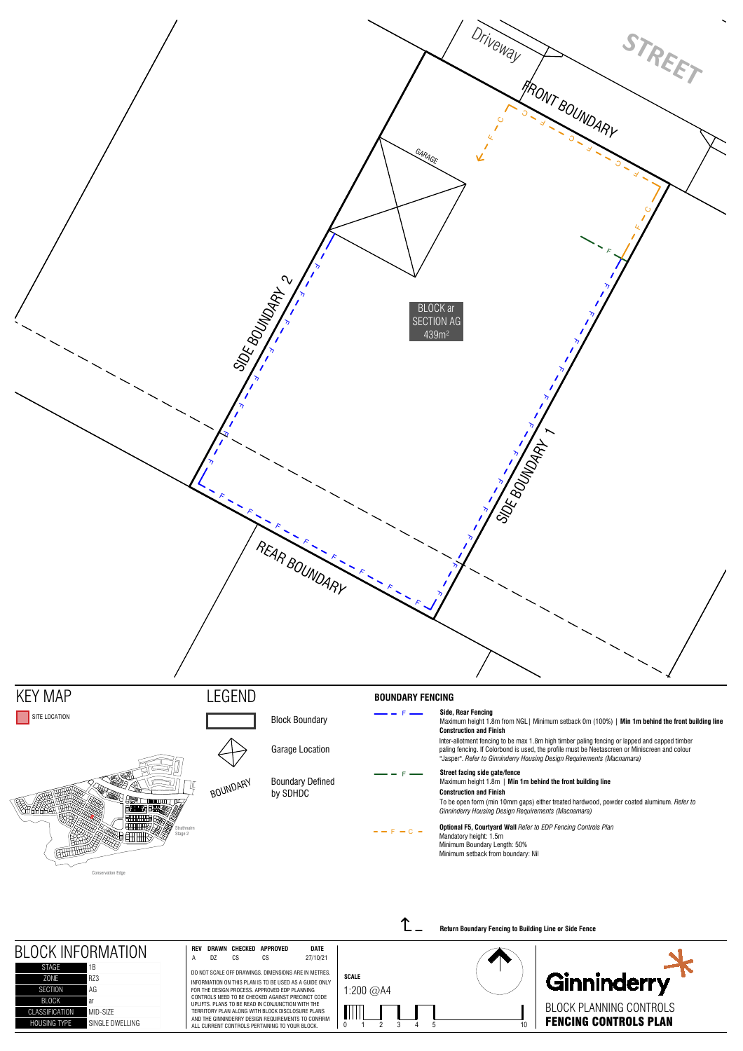Driveway

STREET

FRONT BOUNDARY

GARAGE

SIDE BOUNDARY 2

BLOCK ar
SECTION AG
439m²

SIDE BOUNDARY 1

REAR BOUNDARY

## KEY MAP

SITE LOCATION

Strathnairn Stage 2

Conservation Edge

## LEGEND

- Block Boundary
- Garage Location
- BOUNDARY — Boundary Defined by SDHDC

## BOUNDARY FENCING

**Side, Rear Fencing**
Maximum height 1.8m from NGL | Minimum setback 0m (100%) | **Min 1m behind the front building line**
**Construction and Finish**
Inter-allotment fencing to be max 1.8m high timber paling fencing or lapped and capped timber paling fencing. If Colorbond is used, the profile must be Neetascreen or Miniscreen and colour "Jasper". *Refer to Ginninderry Housing Design Requirements (Macnamara)*

**Street facing side gate/fence**
Maximum height 1.8m | **Min 1m behind the front building line**
**Construction and Finish**
To be open form (min 10mm gaps) either treated hardwood, powder coated aluminum. *Refer to Ginninderry Housing Design Requirements (Macnamara)*

**Optional F5, Courtyard Wall** *Refer to EDP Fencing Controls Plan*
Mandatory height: 1.5m
Minimum Boundary Length: 50%
Minimum setback from boundary: Nil

**Return Boundary Fencing to Building Line or Side Fence**

## BLOCK INFORMATION

| | |
|---|---|
| STAGE | 1B |
| ZONE | RZ3 |
| SECTION | AG |
| BLOCK | ar |
| CLASSIFICATION | MID-SIZE |
| HOUSING TYPE | SINGLE DWELLING |

| REV | DRAWN | CHECKED | APPROVED | DATE |
|---|---|---|---|---|
| A | DZ | CS | CS | 27/10/21 |

DO NOT SCALE OFF DRAWINGS. DIMENSIONS ARE IN METRES.

INFORMATION ON THIS PLAN IS TO BE USED AS A GUIDE ONLY FOR THE DESIGN PROCESS. APPROVED EDP PLANNING CONTROLS NEED TO BE CHECKED AGAINST PRECINCT CODE UPLIFTS. PLANS TO BE READ IN CONJUNCTION WITH THE TERRITORY PLAN ALONG WITH BLOCK DISCLOSURE PLANS AND THE GINNINDERRY DESIGN REQUIREMENTS TO CONFIRM ALL CURRENT CONTROLS PERTAINING TO YOUR BLOCK.

**SCALE**
1:200 @A4

0 1 2 3 4 5 10

Ginninderry

BLOCK PLANNING CONTROLS
**FENCING CONTROLS PLAN**